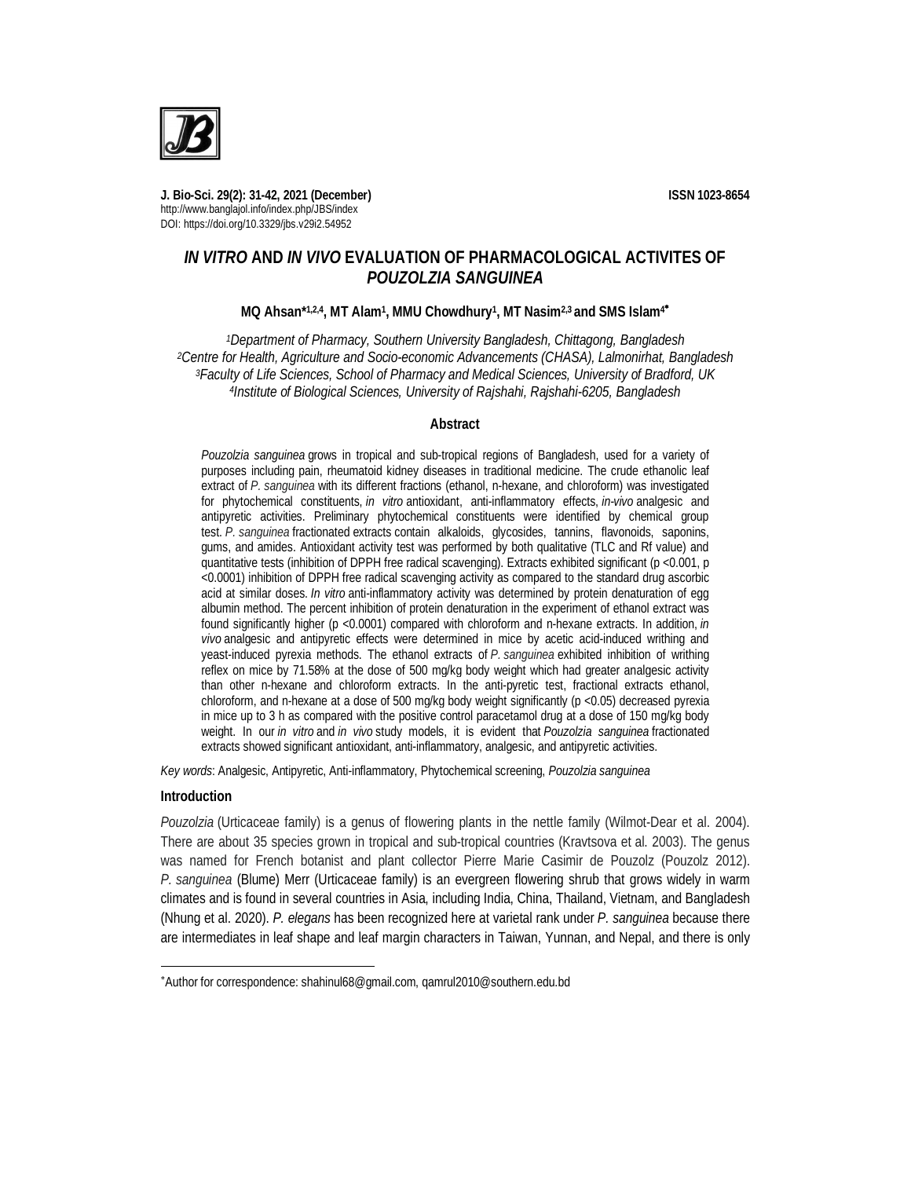# *IN VITRO* AND *IN VIVO* EVALUATION OF PHARMACOLOGICAL ACTIVITES OF *POUZOLZIA SANGUINEA*

**MQ Ahsan*[1,2,4], MT Alam[1], MMU Chowdhury[1], MT Nasim[2,3] and SMS Islam[4]***

*[1]Department of Pharmacy, Southern University Bangladesh, Chittagong, Bangladesh*
*[2]Centre for Health, Agriculture and Socio-economic Advancements (CHASA), Lalmonirhat, Bangladesh*
*[3]Faculty of Life Sciences, School of Pharmacy and Medical Sciences, University of Bradford, UK*
*[4]Institute of Biological Sciences, University of Rajshahi, Rajshahi-6205, Bangladesh*

## Abstract

*Pouzolzia sanguinea* grows in tropical and sub-tropical regions of Bangladesh, used for a variety of purposes including pain, rheumatoid kidney diseases in traditional medicine. The crude ethanolic leaf extract of *P. sanguinea* with its different fractions (ethanol, n-hexane, and chloroform) was investigated for phytochemical constituents, *in vitro* antioxidant, anti-inflammatory effects, *in-vivo* analgesic and antipyretic activities. Preliminary phytochemical constituents were identified by chemical group test. *P. sanguinea* fractionated extracts contain alkaloids, glycosides, tannins, flavonoids, saponins, gums, and amides. Antioxidant activity test was performed by both qualitative (TLC and Rf value) and quantitative tests (inhibition of DPPH free radical scavenging). Extracts exhibited significant ($p < 0.001$, $p < 0.0001$) inhibition of DPPH free radical scavenging activity as compared to the standard drug ascorbic acid at similar doses. *In vitro* anti-inflammatory activity was determined by protein denaturation of egg albumin method. The percent inhibition of protein denaturation in the experiment of ethanol extract was found significantly higher ($p < 0.0001$) compared with chloroform and n-hexane extracts. In addition, *in vivo* analgesic and antipyretic effects were determined in mice by acetic acid-induced writhing and yeast-induced pyrexia methods. The ethanol extracts of *P. sanguinea* exhibited inhibition of writhing reflex on mice by 71.58% at the dose of 500 mg/kg body weight which had greater analgesic activity than other n-hexane and chloroform extracts. In the anti-pyretic test, fractional extracts ethanol, chloroform, and n-hexane at a dose of 500 mg/kg body weight significantly ($p < 0.05$) decreased pyrexia in mice up to 3 h as compared with the positive control paracetamol drug at a dose of 150 mg/kg body weight. In our *in vitro* and *in vivo* study models, it is evident that *Pouzolzia sanguinea* fractionated extracts showed significant antioxidant, anti-inflammatory, analgesic, and antipyretic activities.

*Key words*: Analgesic, Antipyretic, Anti-inflammatory, Phytochemical screening, *Pouzolzia sanguinea*

## Introduction

*Pouzolzia* (Urticaceae family) is a genus of flowering plants in the nettle family (Wilmot-Dear et al. 2004). There are about 35 species grown in tropical and sub-tropical countries (Kravtsova et al. 2003). The genus was named for French botanist and plant collector Pierre Marie Casimir de Pouzolz (Pouzolz 2012). *P. sanguinea* (Blume) Merr (Urticaceae family) is an evergreen flowering shrub that grows widely in warm climates and is found in several countries in Asia, including India, China, Thailand, Vietnam, and Bangladesh (Nhung et al. 2020). *P. elegans* has been recognized here at varietal rank under *P. sanguinea* because there are intermediates in leaf shape and leaf margin characters in Taiwan, Yunnan, and Nepal, and there is only

*Author for correspondence: shahinul68@gmail.com, qamrul2010@southern.edu.bd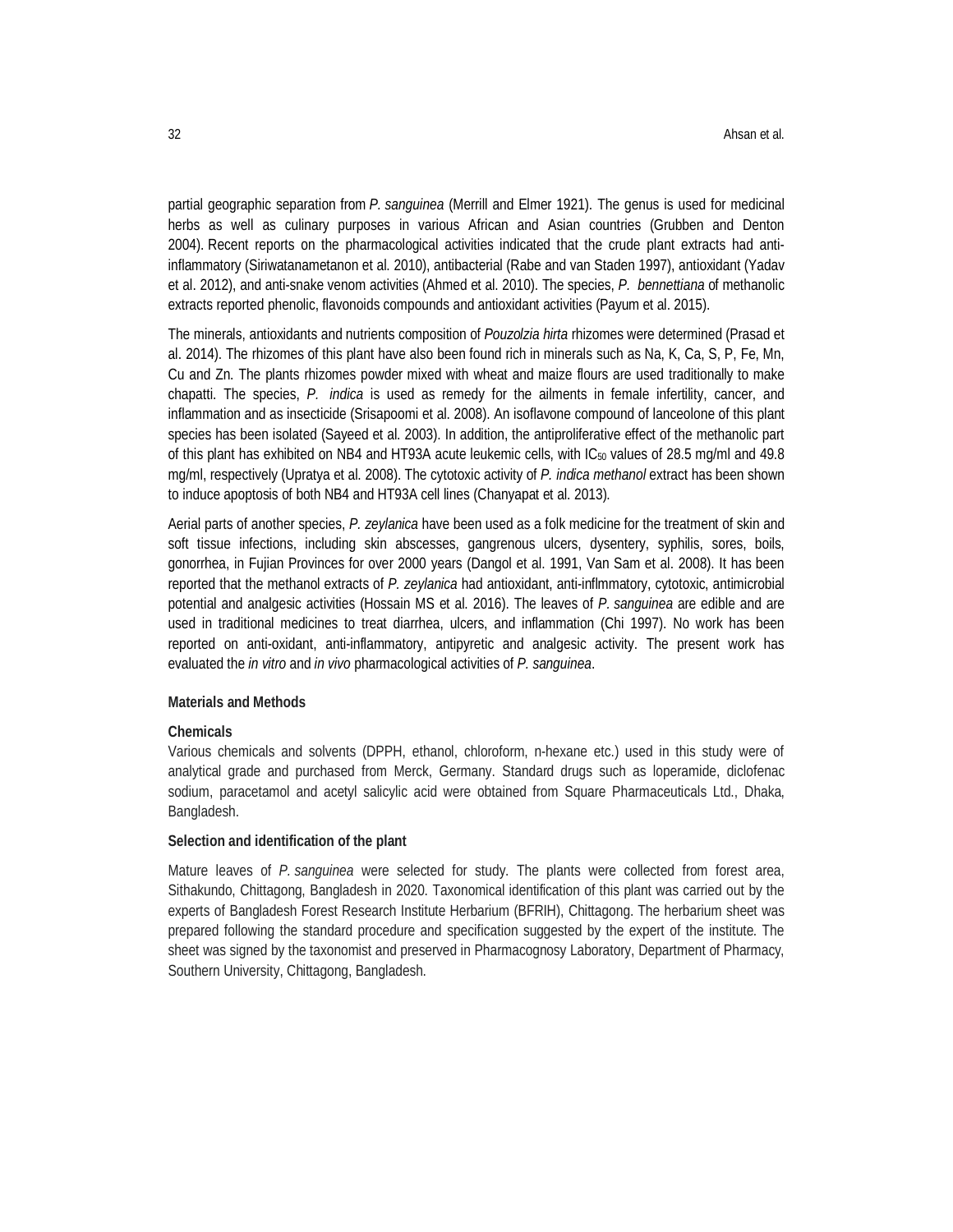partial geographic separation from *P. sanguinea* (Merrill and Elmer 1921). The genus is used for medicinal herbs as well as culinary purposes in various African and Asian countries (Grubben and Denton 2004). Recent reports on the pharmacological activities indicated that the crude plant extracts had anti-inflammatory (Siriwatanametanon et al. 2010), antibacterial (Rabe and van Staden 1997), antioxidant (Yadav et al. 2012), and anti-snake venom activities (Ahmed et al. 2010). The species, *P. bennettiana* of methanolic extracts reported phenolic, flavonoids compounds and antioxidant activities (Payum et al. 2015).

The minerals, antioxidants and nutrients composition of *Pouzolzia hirta* rhizomes were determined (Prasad et al. 2014). The rhizomes of this plant have also been found rich in minerals such as Na, K, Ca, S, P, Fe, Mn, Cu and Zn. The plants rhizomes powder mixed with wheat and maize flours are used traditionally to make chapatti. The species, *P. indica* is used as remedy for the ailments in female infertility, cancer, and inflammation and as insecticide (Srisapoomi et al. 2008). An isoflavone compound of lanceolone of this plant species has been isolated (Sayeed et al. 2003). In addition, the antiproliferative effect of the methanolic part of this plant has exhibited on NB4 and HT93A acute leukemic cells, with $IC_{50}$ values of 28.5 mg/ml and 49.8 mg/ml, respectively (Upratya et al. 2008). The cytotoxic activity of *P. indica methanol* extract has been shown to induce apoptosis of both NB4 and HT93A cell lines (Chanyapat et al. 2013).

Aerial parts of another species, *P. zeylanica* have been used as a folk medicine for the treatment of skin and soft tissue infections, including skin abscesses, gangrenous ulcers, dysentery, syphilis, sores, boils, gonorrhea, in Fujian Provinces for over 2000 years (Dangol et al. 1991, Van Sam et al. 2008). It has been reported that the methanol extracts of *P. zeylanica* had antioxidant, anti-inflmmatory, cytotoxic, antimicrobial potential and analgesic activities (Hossain MS et al. 2016). The leaves of *P. sanguinea* are edible and are used in traditional medicines to treat diarrhea, ulcers, and inflammation (Chi 1997). No work has been reported on anti-oxidant, anti-inflammatory, antipyretic and analgesic activity. The present work has evaluated the *in vitro* and *in vivo* pharmacological activities of *P. sanguinea*.

## Materials and Methods

### Chemicals

Various chemicals and solvents (DPPH, ethanol, chloroform, n-hexane etc.) used in this study were of analytical grade and purchased from Merck, Germany. Standard drugs such as loperamide, diclofenac sodium, paracetamol and acetyl salicylic acid were obtained from Square Pharmaceuticals Ltd., Dhaka, Bangladesh.

### Selection and identification of the plant

Mature leaves of *P. sanguinea* were selected for study. The plants were collected from forest area, Sithakundo, Chittagong, Bangladesh in 2020. Taxonomical identification of this plant was carried out by the experts of Bangladesh Forest Research Institute Herbarium (BFRIH), Chittagong. The herbarium sheet was prepared following the standard procedure and specification suggested by the expert of the institute. The sheet was signed by the taxonomist and preserved in Pharmacognosy Laboratory, Department of Pharmacy, Southern University, Chittagong, Bangladesh.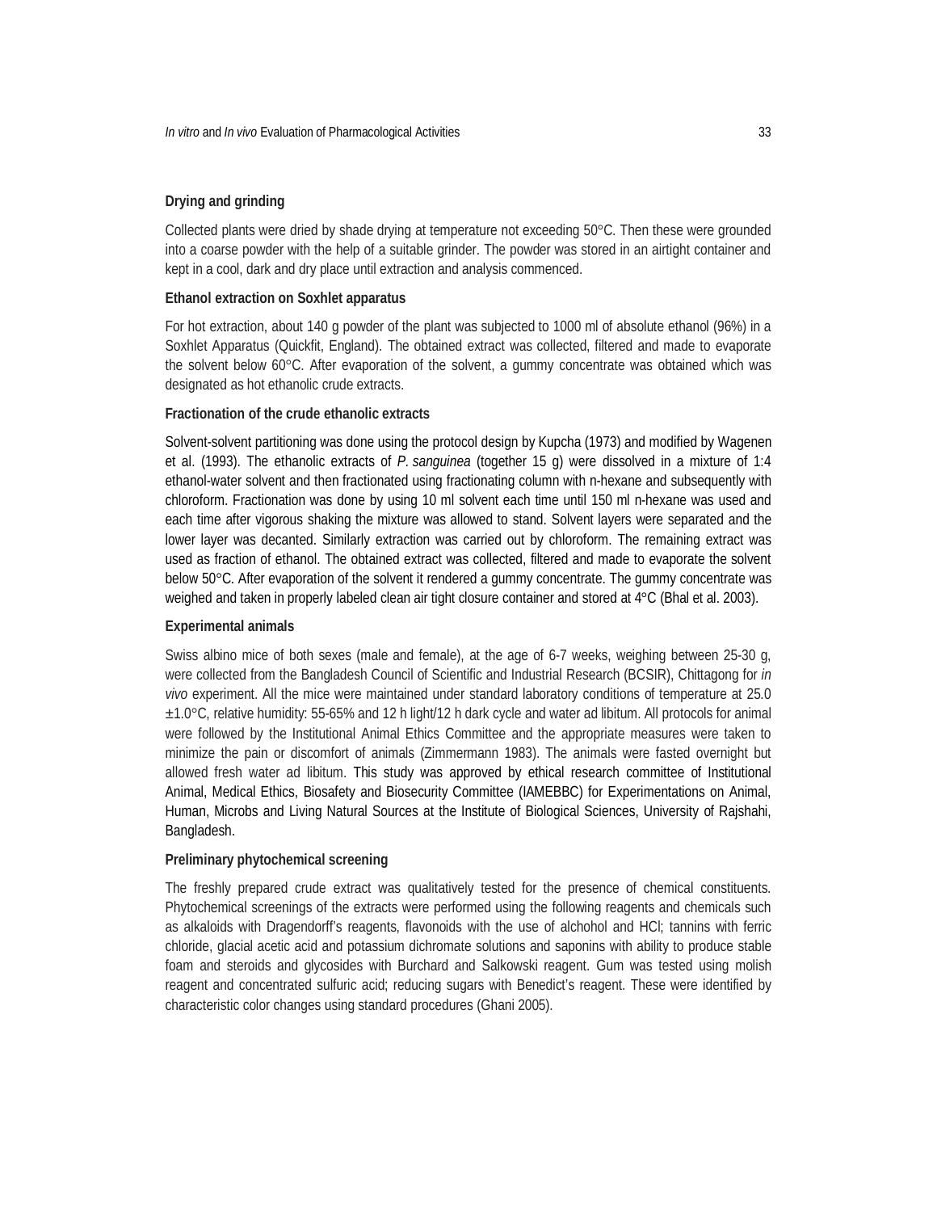### Drying and grinding

Collected plants were dried by shade drying at temperature not exceeding 50°C. Then these were grounded into a coarse powder with the help of a suitable grinder. The powder was stored in an airtight container and kept in a cool, dark and dry place until extraction and analysis commenced.

### Ethanol extraction on Soxhlet apparatus

For hot extraction, about 140 g powder of the plant was subjected to 1000 ml of absolute ethanol (96%) in a Soxhlet Apparatus (Quickfit, England). The obtained extract was collected, filtered and made to evaporate the solvent below 60°C. After evaporation of the solvent, a gummy concentrate was obtained which was designated as hot ethanolic crude extracts.

### Fractionation of the crude ethanolic extracts

Solvent-solvent partitioning was done using the protocol design by Kupcha (1973) and modified by Wagenen et al. (1993). The ethanolic extracts of *P. sanguinea* (together 15 g) were dissolved in a mixture of 1:4 ethanol-water solvent and then fractionated using fractionating column with n-hexane and subsequently with chloroform. Fractionation was done by using 10 ml solvent each time until 150 ml n-hexane was used and each time after vigorous shaking the mixture was allowed to stand. Solvent layers were separated and the lower layer was decanted. Similarly extraction was carried out by chloroform. The remaining extract was used as fraction of ethanol. The obtained extract was collected, filtered and made to evaporate the solvent below 50°C. After evaporation of the solvent it rendered a gummy concentrate. The gummy concentrate was weighed and taken in properly labeled clean air tight closure container and stored at 4°C (Bhal et al. 2003).

### Experimental animals

Swiss albino mice of both sexes (male and female), at the age of 6-7 weeks, weighing between 25-30 g, were collected from the Bangladesh Council of Scientific and Industrial Research (BCSIR), Chittagong for *in vivo* experiment. All the mice were maintained under standard laboratory conditions of temperature at 25.0 ±1.0°C, relative humidity: 55-65% and 12 h light/12 h dark cycle and water ad libitum. All protocols for animal were followed by the Institutional Animal Ethics Committee and the appropriate measures were taken to minimize the pain or discomfort of animals (Zimmermann 1983). The animals were fasted overnight but allowed fresh water ad libitum. This study was approved by ethical research committee of Institutional Animal, Medical Ethics, Biosafety and Biosecurity Committee (IAMEBBC) for Experimentations on Animal, Human, Microbs and Living Natural Sources at the Institute of Biological Sciences, University of Rajshahi, Bangladesh.

### Preliminary phytochemical screening

The freshly prepared crude extract was qualitatively tested for the presence of chemical constituents. Phytochemical screenings of the extracts were performed using the following reagents and chemicals such as alkaloids with Dragendorff's reagents, flavonoids with the use of alchohol and HCl; tannins with ferric chloride, glacial acetic acid and potassium dichromate solutions and saponins with ability to produce stable foam and steroids and glycosides with Burchard and Salkowski reagent. Gum was tested using molish reagent and concentrated sulfuric acid; reducing sugars with Benedict's reagent. These were identified by characteristic color changes using standard procedures (Ghani 2005).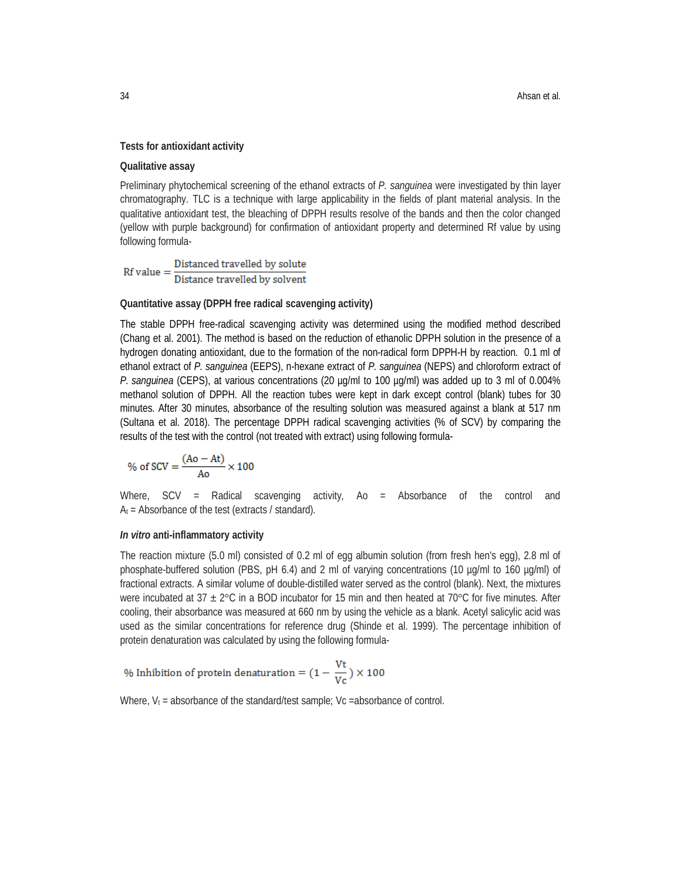### Tests for antioxidant activity

#### Qualitative assay

Preliminary phytochemical screening of the ethanol extracts of *P. sanguinea* were investigated by thin layer chromatography. TLC is a technique with large applicability in the fields of plant material analysis. In the qualitative antioxidant test, the bleaching of DPPH results resolve of the bands and then the color changed (yellow with purple background) for confirmation of antioxidant property and determined Rf value by using following formula-

$$\text{Rf value} = \frac{\text{Distanced travelled by solute}}{\text{Distance travelled by solvent}}$$

#### Quantitative assay (DPPH free radical scavenging activity)

The stable DPPH free-radical scavenging activity was determined using the modified method described (Chang et al. 2001). The method is based on the reduction of ethanolic DPPH solution in the presence of a hydrogen donating antioxidant, due to the formation of the non-radical form DPPH-H by reaction. 0.1 ml of ethanol extract of *P. sanguinea* (EEPS), n-hexane extract of *P. sanguinea* (NEPS) and chloroform extract of *P. sanguinea* (CEPS), at various concentrations (20 µg/ml to 100 µg/ml) was added up to 3 ml of 0.004% methanol solution of DPPH. All the reaction tubes were kept in dark except control (blank) tubes for 30 minutes. After 30 minutes, absorbance of the resulting solution was measured against a blank at 517 nm (Sultana et al. 2018). The percentage DPPH radical scavenging activities (% of SCV) by comparing the results of the test with the control (not treated with extract) using following formula-

$$\text{\% of SCV} = \frac{(\text{Ao} - \text{At})}{\text{Ao}} \times 100$$

Where, SCV = Radical scavenging activity, Ao = Absorbance of the control and $A_t$ = Absorbance of the test (extracts / standard).

#### *In vitro* anti-inflammatory activity

The reaction mixture (5.0 ml) consisted of 0.2 ml of egg albumin solution (from fresh hen's egg), 2.8 ml of phosphate-buffered solution (PBS, pH 6.4) and 2 ml of varying concentrations (10 µg/ml to 160 µg/ml) of fractional extracts. A similar volume of double-distilled water served as the control (blank). Next, the mixtures were incubated at 37 ± 2°C in a BOD incubator for 15 min and then heated at 70°C for five minutes. After cooling, their absorbance was measured at 660 nm by using the vehicle as a blank. Acetyl salicylic acid was used as the similar concentrations for reference drug (Shinde et al. 1999). The percentage inhibition of protein denaturation was calculated by using the following formula-

$$\text{\% Inhibition of protein denaturation} = \left(1 - \frac{\text{Vt}}{\text{Vc}}\right) \times 100$$

Where, $V_t$ = absorbance of the standard/test sample; Vc =absorbance of control.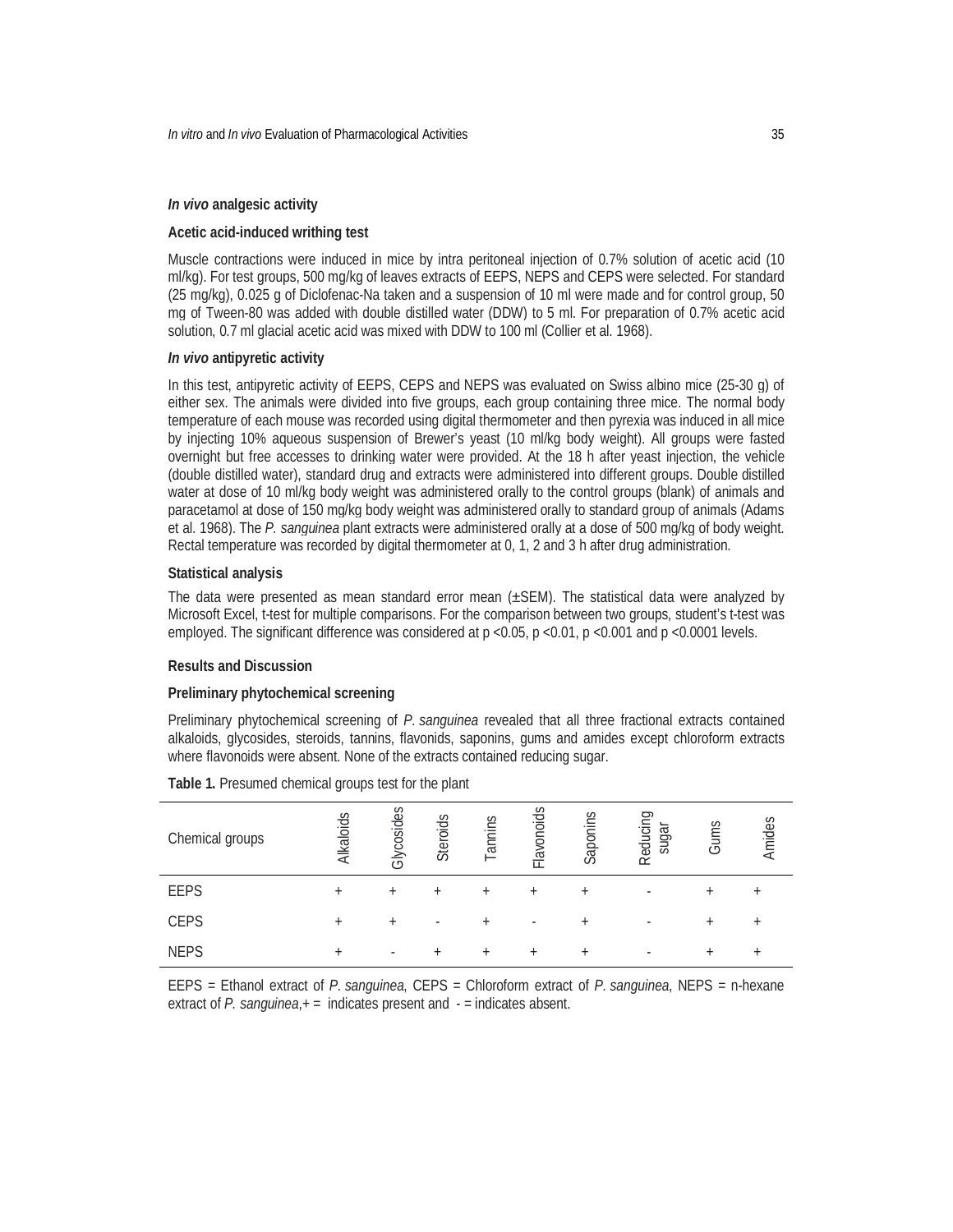### *In vivo* analgesic activity

#### Acetic acid-induced writhing test

Muscle contractions were induced in mice by intra peritoneal injection of 0.7% solution of acetic acid (10 ml/kg). For test groups, 500 mg/kg of leaves extracts of EEPS, NEPS and CEPS were selected. For standard (25 mg/kg), 0.025 g of Diclofenac-Na taken and a suspension of 10 ml were made and for control group, 50 mg of Tween-80 was added with double distilled water (DDW) to 5 ml. For preparation of 0.7% acetic acid solution, 0.7 ml glacial acetic acid was mixed with DDW to 100 ml (Collier et al. 1968).

### *In vivo* antipyretic activity

In this test, antipyretic activity of EEPS, CEPS and NEPS was evaluated on Swiss albino mice (25-30 g) of either sex. The animals were divided into five groups, each group containing three mice. The normal body temperature of each mouse was recorded using digital thermometer and then pyrexia was induced in all mice by injecting 10% aqueous suspension of Brewer's yeast (10 ml/kg body weight). All groups were fasted overnight but free accesses to drinking water were provided. At the 18 h after yeast injection, the vehicle (double distilled water), standard drug and extracts were administered into different groups. Double distilled water at dose of 10 ml/kg body weight was administered orally to the control groups (blank) of animals and paracetamol at dose of 150 mg/kg body weight was administered orally to standard group of animals (Adams et al. 1968). The *P. sanguinea* plant extracts were administered orally at a dose of 500 mg/kg of body weight. Rectal temperature was recorded by digital thermometer at 0, 1, 2 and 3 h after drug administration.

### Statistical analysis

The data were presented as mean standard error mean (±SEM). The statistical data were analyzed by Microsoft Excel, t-test for multiple comparisons. For the comparison between two groups, student's t-test was employed. The significant difference was considered at $p < 0.05$, $p < 0.01$, $p < 0.001$ and $p < 0.0001$ levels.

## Results and Discussion

### Preliminary phytochemical screening

Preliminary phytochemical screening of *P. sanguinea* revealed that all three fractional extracts contained alkaloids, glycosides, steroids, tannins, flavonids, saponins, gums and amides except chloroform extracts where flavonoids were absent. None of the extracts contained reducing sugar.

**Table 1.** Presumed chemical groups test for the plant

| Chemical groups | Alkaloids | Glycosides | Steroids | Tannins | Flavonoids | Saponins | Reducing sugar | Gums | Amides |
|---|---|---|---|---|---|---|---|---|---|
| EEPS | + | + | + | + | + | + | - | + | + |
| CEPS | + | + | - | + | - | + | - | + | + |
| NEPS | + | - | + | + | + | + | - | + | + |

EEPS = Ethanol extract of *P. sanguinea*, CEPS = Chloroform extract of *P. sanguinea*, NEPS = n-hexane extract of *P. sanguinea*,+ = indicates present and - = indicates absent.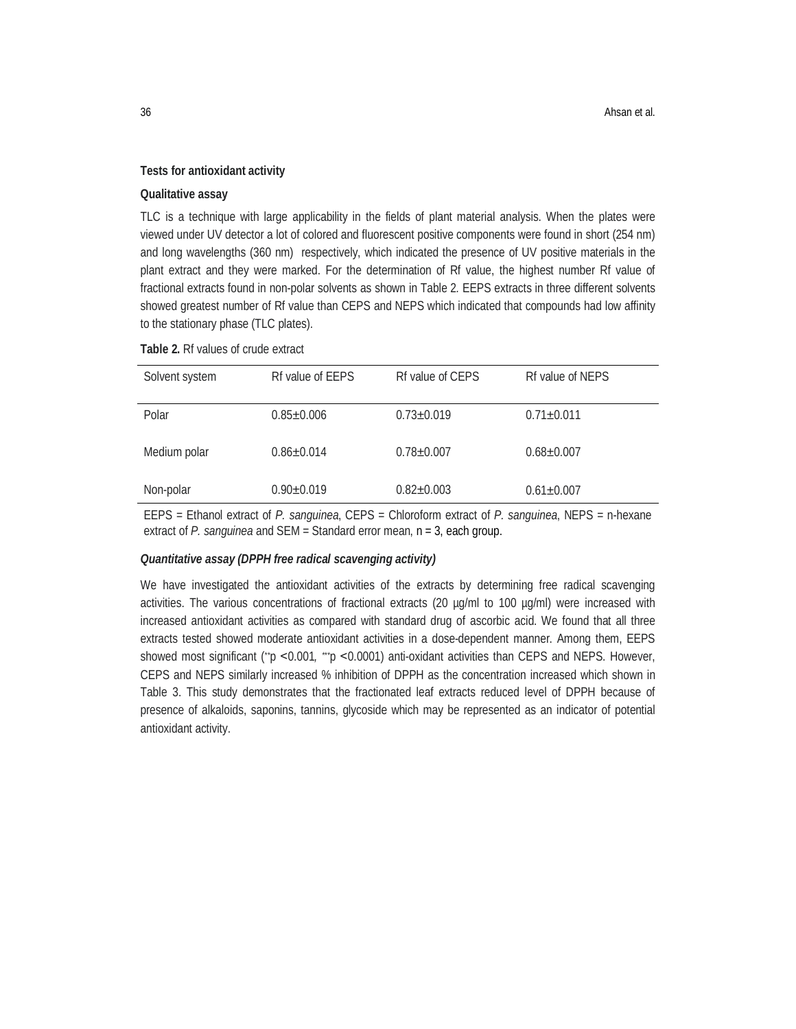### Tests for antioxidant activity

### Qualitative assay

TLC is a technique with large applicability in the fields of plant material analysis. When the plates were viewed under UV detector a lot of colored and fluorescent positive components were found in short (254 nm) and long wavelengths (360 nm) respectively, which indicated the presence of UV positive materials in the plant extract and they were marked. For the determination of Rf value, the highest number Rf value of fractional extracts found in non-polar solvents as shown in Table 2. EEPS extracts in three different solvents showed greatest number of Rf value than CEPS and NEPS which indicated that compounds had low affinity to the stationary phase (TLC plates).

**Table 2.** Rf values of crude extract

| Solvent system | Rf value of EEPS | Rf value of CEPS | Rf value of NEPS |
|---|---|---|---|
| Polar | 0.85±0.006 | 0.73±0.019 | 0.71±0.011 |
| Medium polar | 0.86±0.014 | 0.78±0.007 | 0.68±0.007 |
| Non-polar | 0.90±0.019 | 0.82±0.003 | 0.61±0.007 |

EEPS = Ethanol extract of *P. sanguinea*, CEPS = Chloroform extract of *P. sanguinea*, NEPS = n-hexane extract of *P. sanguinea* and SEM = Standard error mean, n = 3, each group.

### *Quantitative assay (DPPH free radical scavenging activity)*

We have investigated the antioxidant activities of the extracts by determining free radical scavenging activities. The various concentrations of fractional extracts (20 µg/ml to 100 µg/ml) were increased with increased antioxidant activities as compared with standard drug of ascorbic acid. We found that all three extracts tested showed moderate antioxidant activities in a dose-dependent manner. Among them, EEPS showed most significant ($^{**}p < 0.001$, $^{***}p < 0.0001$) anti-oxidant activities than CEPS and NEPS. However, CEPS and NEPS similarly increased % inhibition of DPPH as the concentration increased which shown in Table 3. This study demonstrates that the fractionated leaf extracts reduced level of DPPH because of presence of alkaloids, saponins, tannins, glycoside which may be represented as an indicator of potential antioxidant activity.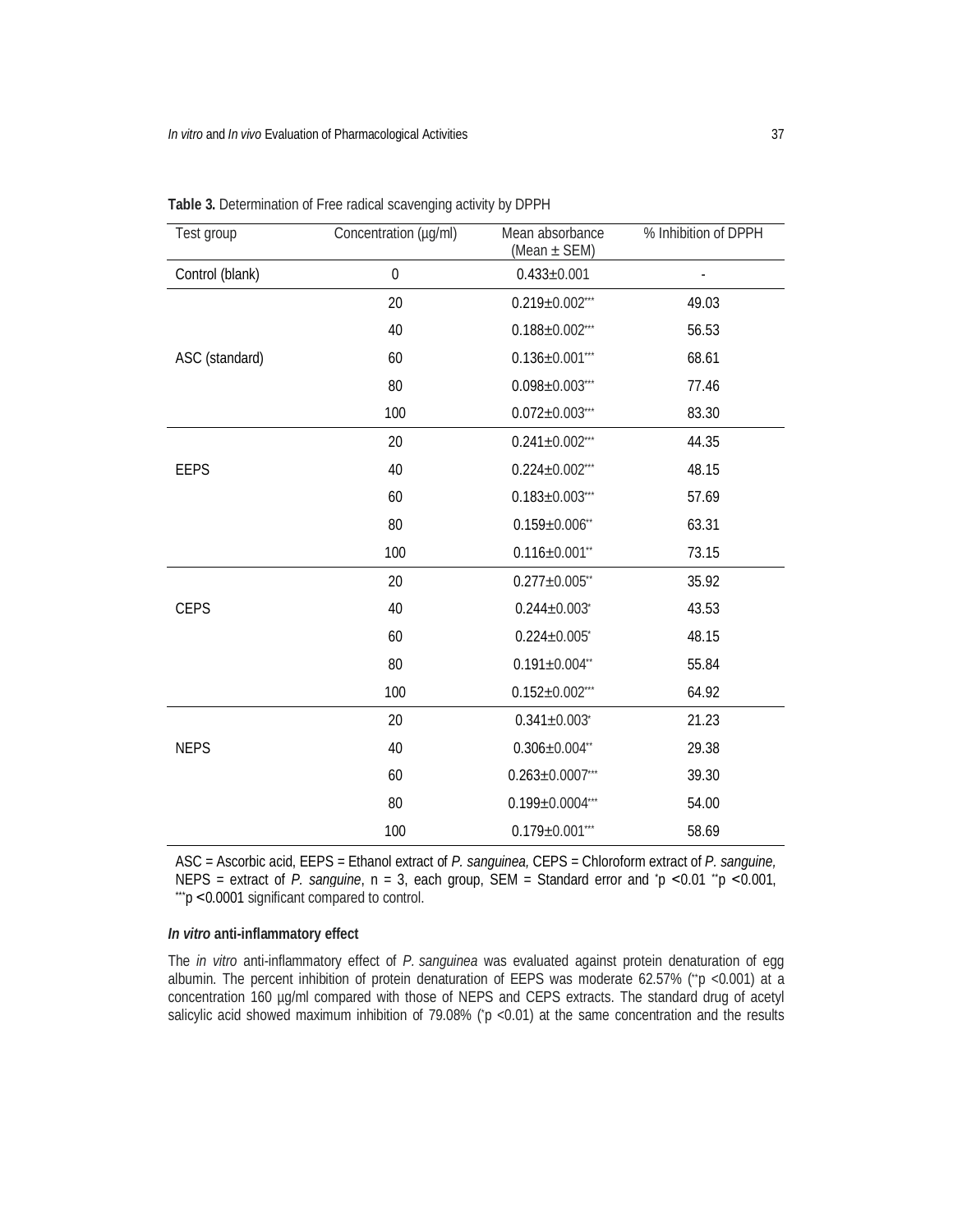**Table 3.** Determination of Free radical scavenging activity by DPPH

| Test group | Concentration (µg/ml) | Mean absorbance (Mean ± SEM) | % Inhibition of DPPH |
|---|---|---|---|
| Control (blank) | 0 | 0.433±0.001 | - |
| ASC (standard) | 20 | 0.219±0.002*** | 49.03 |
| | 40 | 0.188±0.002*** | 56.53 |
| | 60 | 0.136±0.001*** | 68.61 |
| | 80 | 0.098±0.003*** | 77.46 |
| | 100 | 0.072±0.003*** | 83.30 |
| EEPS | 20 | 0.241±0.002*** | 44.35 |
| | 40 | 0.224±0.002*** | 48.15 |
| | 60 | 0.183±0.003*** | 57.69 |
| | 80 | 0.159±0.006** | 63.31 |
| | 100 | 0.116±0.001** | 73.15 |
| CEPS | 20 | 0.277±0.005** | 35.92 |
| | 40 | 0.244±0.003* | 43.53 |
| | 60 | 0.224±0.005* | 48.15 |
| | 80 | 0.191±0.004** | 55.84 |
| | 100 | 0.152±0.002*** | 64.92 |
| NEPS | 20 | 0.341±0.003* | 21.23 |
| | 40 | 0.306±0.004** | 29.38 |
| | 60 | 0.263±0.0007*** | 39.30 |
| | 80 | 0.199±0.0004*** | 54.00 |
| | 100 | 0.179±0.001*** | 58.69 |

ASC = Ascorbic acid, EEPS = Ethanol extract of *P. sanguinea,* CEPS = Chloroform extract of *P. sanguine,* NEPS = extract of *P. sanguine*, n = 3, each group, SEM = Standard error and *p <0.01 **p <0.001, ***p <0.0001 significant compared to control.

### *In vitro* anti-inflammatory effect

The *in vitro* anti-inflammatory effect of *P. sanguinea* was evaluated against protein denaturation of egg albumin. The percent inhibition of protein denaturation of EEPS was moderate 62.57% (**p <0.001) at a concentration 160 µg/ml compared with those of NEPS and CEPS extracts. The standard drug of acetyl salicylic acid showed maximum inhibition of 79.08% (*p <0.01) at the same concentration and the results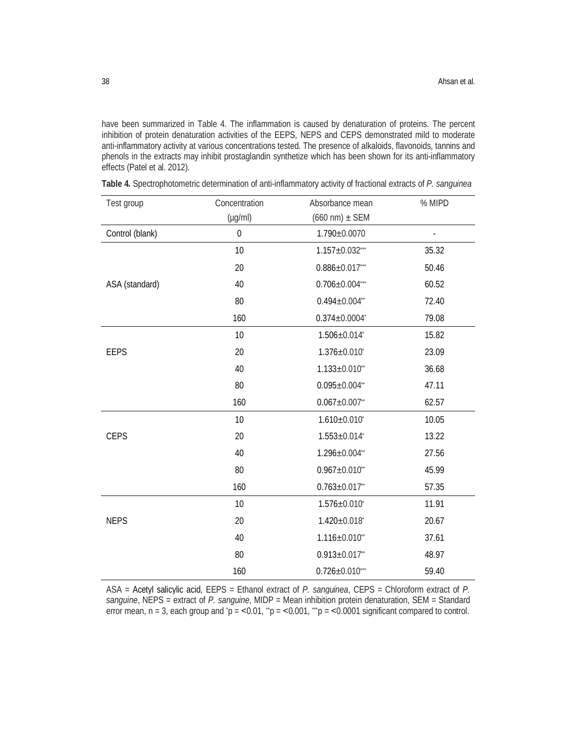have been summarized in Table 4. The inflammation is caused by denaturation of proteins. The percent inhibition of protein denaturation activities of the EEPS, NEPS and CEPS demonstrated mild to moderate anti-inflammatory activity at various concentrations tested. The presence of alkaloids, flavonoids, tannins and phenols in the extracts may inhibit prostaglandin synthetize which has been shown for its anti-inflammatory effects (Patel et al. 2012).

**Table 4.** Spectrophotometric determination of anti-inflammatory activity of fractional extracts of *P. sanguinea*

| Test group | Concentration (µg/ml) | Absorbance mean (660 nm) ± SEM | % MIPD |
|---|---|---|---|
| Control (blank) | 0 | 1.790±0.0070 | - |
| ASA (standard) | 10 | 1.157±0.032*** | 35.32 |
| | 20 | 0.886±0.017*** | 50.46 |
| | 40 | 0.706±0.004*** | 60.52 |
| | 80 | 0.494±0.004** | 72.40 |
| | 160 | 0.374±0.0004* | 79.08 |
| EEPS | 10 | 1.506±0.014* | 15.82 |
| | 20 | 1.376±0.010* | 23.09 |
| | 40 | 1.133±0.010** | 36.68 |
| | 80 | 0.095±0.004** | 47.11 |
| | 160 | 0.067±0.007** | 62.57 |
| CEPS | 10 | 1.610±0.010* | 10.05 |
| | 20 | 1.553±0.014* | 13.22 |
| | 40 | 1.296±0.004** | 27.56 |
| | 80 | 0.967±0.010** | 45.99 |
| | 160 | 0.763±0.017** | 57.35 |
| NEPS | 10 | 1.576±0.010* | 11.91 |
| | 20 | 1.420±0.018* | 20.67 |
| | 40 | 1.116±0.010** | 37.61 |
| | 80 | 0.913±0.017** | 48.97 |
| | 160 | 0.726±0.010*** | 59.40 |

ASA = Acetyl salicylic acid, EEPS = Ethanol extract of *P. sanguinea*, CEPS = Chloroform extract of *P. sanguine*, NEPS = extract of *P. sanguine*, MIDP = Mean inhibition protein denaturation, SEM = Standard error mean, n = 3, each group and *p = <0.01, **p = <0.001, ***p = <0.0001 significant compared to control.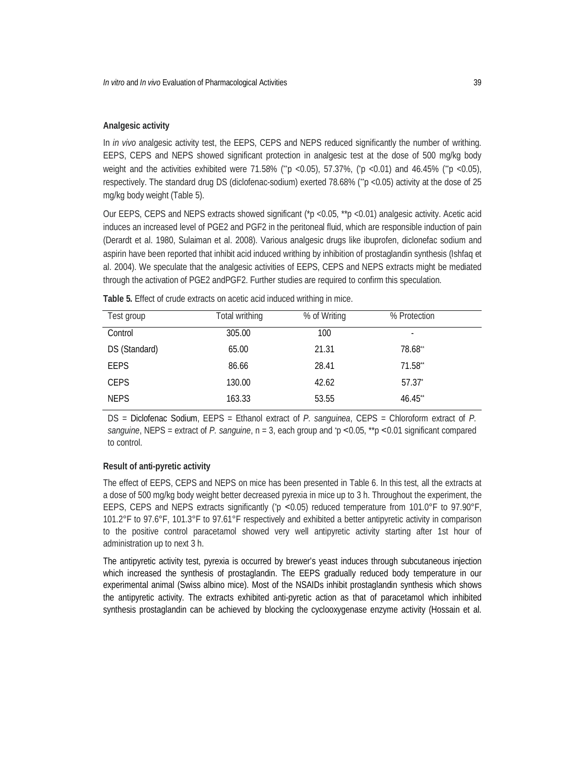### Analgesic activity

In *in vivo* analgesic activity test, the EEPS, CEPS and NEPS reduced significantly the number of writhing. EEPS, CEPS and NEPS showed significant protection in analgesic test at the dose of 500 mg/kg body weight and the activities exhibited were 71.58% (**p <0.05), 57.37%, (*p <0.01) and 46.45% (**p <0.05), respectively. The standard drug DS (diclofenac-sodium) exerted 78.68% (**p <0.05) activity at the dose of 25 mg/kg body weight (Table 5).

Our EEPS, CEPS and NEPS extracts showed significant (*p <0.05, **p <0.01) analgesic activity. Acetic acid induces an increased level of PGE2 and PGF2 in the peritoneal fluid, which are responsible induction of pain (Derardt et al. 1980, Sulaiman et al. 2008). Various analgesic drugs like ibuprofen, diclonefac sodium and aspirin have been reported that inhibit acid induced writhing by inhibition of prostaglandin synthesis (Ishfaq et al. 2004). We speculate that the analgesic activities of EEPS, CEPS and NEPS extracts might be mediated through the activation of PGE2 andPGF2. Further studies are required to confirm this speculation.

**Table 5.** Effect of crude extracts on acetic acid induced writhing in mice.

| Test group | Total writhing | % of Writing | % Protection |
|---|---|---|---|
| Control | 305.00 | 100 | - |
| DS (Standard) | 65.00 | 21.31 | 78.68** |
| EEPS | 86.66 | 28.41 | 71.58** |
| CEPS | 130.00 | 42.62 | 57.37* |
| NEPS | 163.33 | 53.55 | 46.45** |

DS = Diclofenac Sodium, EEPS = Ethanol extract of *P. sanguinea*, CEPS = Chloroform extract of *P. sanguine*, NEPS = extract of *P. sanguine*, n = 3, each group and *p <0.05, **p <0.01 significant compared to control.

### Result of anti-pyretic activity

The effect of EEPS, CEPS and NEPS on mice has been presented in Table 6. In this test, all the extracts at a dose of 500 mg/kg body weight better decreased pyrexia in mice up to 3 h. Throughout the experiment, the EEPS, CEPS and NEPS extracts significantly (*p <0.05) reduced temperature from 101.0°F to 97.90°F, 101.2°F to 97.6°F, 101.3°F to 97.61°F respectively and exhibited a better antipyretic activity in comparison to the positive control paracetamol showed very well antipyretic activity starting after 1st hour of administration up to next 3 h.

The antipyretic activity test, pyrexia is occurred by brewer's yeast induces through subcutaneous injection which increased the synthesis of prostaglandin. The EEPS gradually reduced body temperature in our experimental animal (Swiss albino mice). Most of the NSAIDs inhibit prostaglandin synthesis which shows the antipyretic activity. The extracts exhibited anti-pyretic action as that of paracetamol which inhibited synthesis prostaglandin can be achieved by blocking the cyclooxygenase enzyme activity (Hossain et al.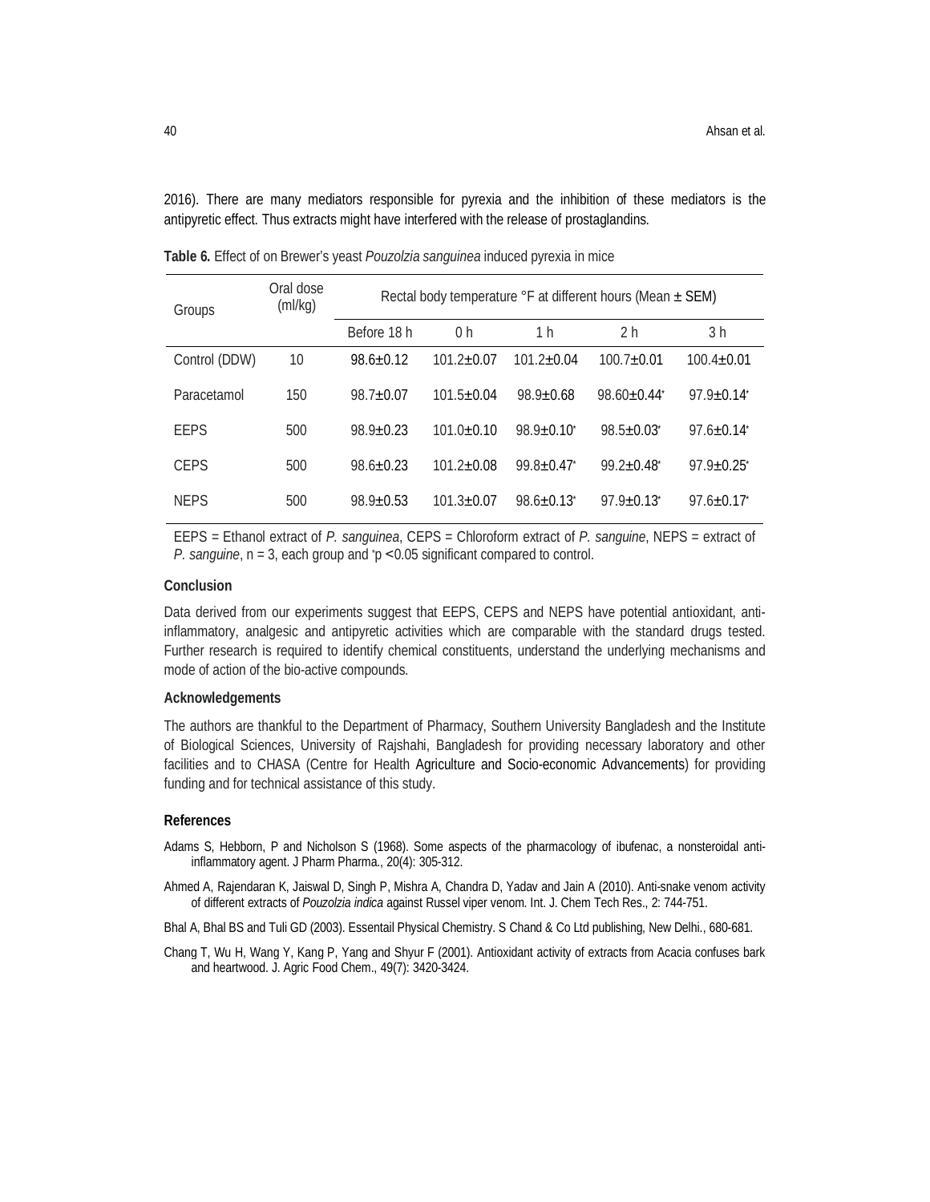2016). There are many mediators responsible for pyrexia and the inhibition of these mediators is the antipyretic effect. Thus extracts might have interfered with the release of prostaglandins.

**Table 6.** Effect of on Brewer's yeast *Pouzolzia sanguinea* induced pyrexia in mice

| Groups | Oral dose (ml/kg) | Rectal body temperature °F at different hours (Mean ± SEM) | | | | |
|---|---|---|---|---|---|---|
| | | Before 18 h | 0 h | 1 h | 2 h | 3 h |
| Control (DDW) | 10 | 98.6±0.12 | 101.2±0.07 | 101.2±0.04 | 100.7±0.01 | 100.4±0.01 |
| Paracetamol | 150 | 98.7±0.07 | 101.5±0.04 | 98.9±0.68 | 98.60±0.44* | 97.9±0.14* |
| EEPS | 500 | 98.9±0.23 | 101.0±0.10 | 98.9±0.10* | 98.5±0.03* | 97.6±0.14* |
| CEPS | 500 | 98.6±0.23 | 101.2±0.08 | 99.8±0.47* | 99.2±0.48* | 97.9±0.25* |
| NEPS | 500 | 98.9±0.53 | 101.3±0.07 | 98.6±0.13* | 97.9±0.13* | 97.6±0.17* |

EEPS = Ethanol extract of *P. sanguinea*, CEPS = Chloroform extract of *P. sanguine*, NEPS = extract of *P. sanguine*, n = 3, each group and *p < 0.05 significant compared to control.

### Conclusion

Data derived from our experiments suggest that EEPS, CEPS and NEPS have potential antioxidant, anti-inflammatory, analgesic and antipyretic activities which are comparable with the standard drugs tested. Further research is required to identify chemical constituents, understand the underlying mechanisms and mode of action of the bio-active compounds.

### Acknowledgements

The authors are thankful to the Department of Pharmacy, Southern University Bangladesh and the Institute of Biological Sciences, University of Rajshahi, Bangladesh for providing necessary laboratory and other facilities and to CHASA (Centre for Health Agriculture and Socio-economic Advancements) for providing funding and for technical assistance of this study.

### References

Adams S, Hebborn, P and Nicholson S (1968). Some aspects of the pharmacology of ibufenac, a nonsteroidal anti-inflammatory agent. J Pharm Pharma., 20(4): 305-312.

Ahmed A, Rajendaran K, Jaiswal D, Singh P, Mishra A, Chandra D, Yadav and Jain A (2010). Anti-snake venom activity of different extracts of *Pouzolzia indica* against Russel viper venom. Int. J. Chem Tech Res., 2: 744-751.

Bhal A, Bhal BS and Tuli GD (2003). Essentail Physical Chemistry. S Chand & Co Ltd publishing, New Delhi., 680-681.

Chang T, Wu H, Wang Y, Kang P, Yang and Shyur F (2001). Antioxidant activity of extracts from Acacia confuses bark and heartwood. J. Agric Food Chem., 49(7): 3420-3424.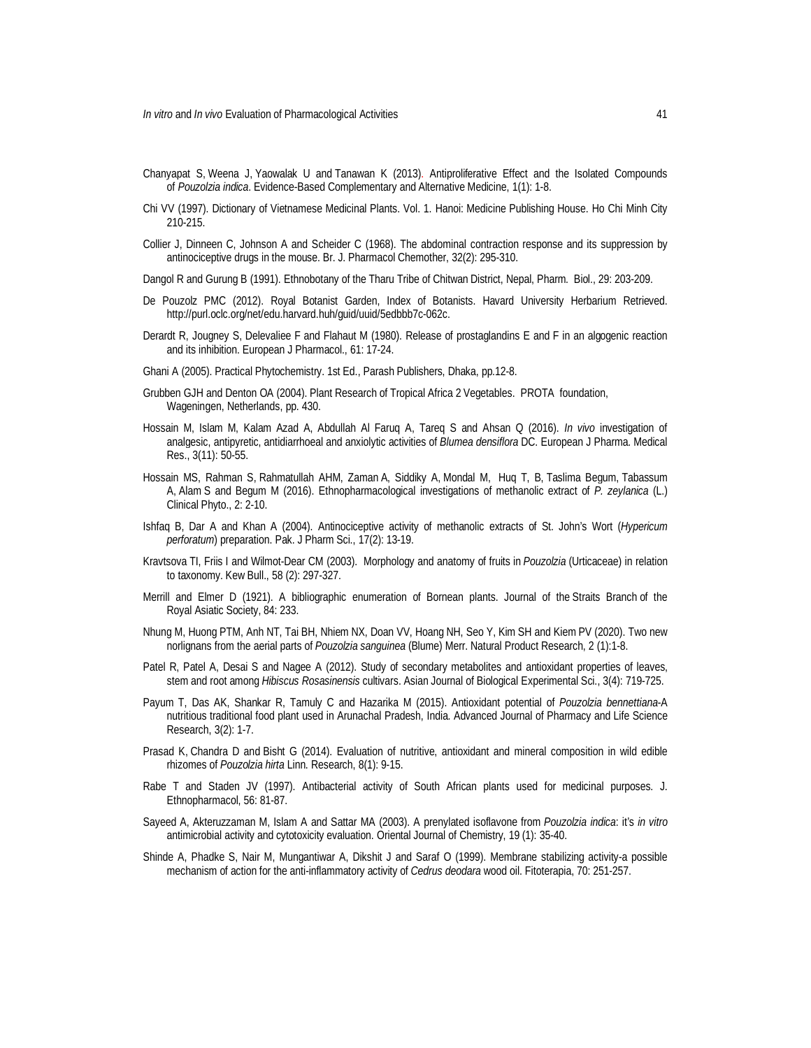Chanyapat S, Weena J, Yaowalak U and Tanawan K (2013). Antiproliferative Effect and the Isolated Compounds of *Pouzolzia indica*. Evidence-Based Complementary and Alternative Medicine, 1(1): 1-8.

Chi VV (1997). Dictionary of Vietnamese Medicinal Plants. Vol. 1. Hanoi: Medicine Publishing House. Ho Chi Minh City 210-215.

Collier J, Dinneen C, Johnson A and Scheider C (1968). The abdominal contraction response and its suppression by antinociceptive drugs in the mouse. Br. J. Pharmacol Chemother, 32(2): 295-310.

Dangol R and Gurung B (1991). Ethnobotany of the Tharu Tribe of Chitwan District, Nepal, Pharm. Biol., 29: 203-209.

De Pouzolz PMC (2012). Royal Botanist Garden, Index of Botanists. Havard University Herbarium Retrieved. http://purl.oclc.org/net/edu.harvard.huh/guid/uuid/5edbbb7c-062c.

Derardt R, Jougney S, Delevaliee F and Flahaut M (1980). Release of prostaglandins E and F in an algogenic reaction and its inhibition. European J Pharmacol., 61: 17-24.

Ghani A (2005). Practical Phytochemistry. 1st Ed., Parash Publishers, Dhaka, pp.12-8.

Grubben GJH and Denton OA (2004). Plant Research of Tropical Africa 2 Vegetables. PROTA foundation, Wageningen, Netherlands, pp. 430.

Hossain M, Islam M, Kalam Azad A, Abdullah Al Faruq A, Tareq S and Ahsan Q (2016). *In vivo* investigation of analgesic, antipyretic, antidiarrhoeal and anxiolytic activities of *Blumea densiflora* DC. European J Pharma. Medical Res., 3(11): 50-55.

Hossain MS, Rahman S, Rahmatullah AHM, Zaman A, Siddiky A, Mondal M, Huq T, B, Taslima Begum, Tabassum A, Alam S and Begum M (2016). Ethnopharmacological investigations of methanolic extract of *P. zeylanica* (L.) Clinical Phyto., 2: 2-10.

Ishfaq B, Dar A and Khan A (2004). Antinociceptive activity of methanolic extracts of St. John's Wort (*Hypericum perforatum*) preparation. Pak. J Pharm Sci., 17(2): 13-19.

Kravtsova TI, Friis I and Wilmot-Dear CM (2003). Morphology and anatomy of fruits in *Pouzolzia* (Urticaceae) in relation to taxonomy. Kew Bull., 58 (2): 297-327.

Merrill and Elmer D (1921). A bibliographic enumeration of Bornean plants. Journal of the Straits Branch of the Royal Asiatic Society, 84: 233.

Nhung M, Huong PTM, Anh NT, Tai BH, Nhiem NX, Doan VV, Hoang NH, Seo Y, Kim SH and Kiem PV (2020). Two new norlignans from the aerial parts of *Pouzolzia sanguinea* (Blume) Merr. Natural Product Research, 2 (1):1-8.

Patel R, Patel A, Desai S and Nagee A (2012). Study of secondary metabolites and antioxidant properties of leaves, stem and root among *Hibiscus Rosasinensis* cultivars. Asian Journal of Biological Experimental Sci., 3(4): 719-725.

Payum T, Das AK, Shankar R, Tamuly C and Hazarika M (2015). Antioxidant potential of *Pouzolzia bennettiana*-A nutritious traditional food plant used in Arunachal Pradesh, India. Advanced Journal of Pharmacy and Life Science Research, 3(2): 1-7.

Prasad K, Chandra D and Bisht G (2014). Evaluation of nutritive, antioxidant and mineral composition in wild edible rhizomes of *Pouzolzia hirta* Linn. Research, 8(1): 9-15.

Rabe T and Staden JV (1997). Antibacterial activity of South African plants used for medicinal purposes. J. Ethnopharmacol, 56: 81-87.

Sayeed A, Akteruzzaman M, Islam A and Sattar MA (2003). A prenylated isoflavone from *Pouzolzia indica*: it's *in vitro* antimicrobial activity and cytotoxicity evaluation. Oriental Journal of Chemistry, 19 (1): 35-40.

Shinde A, Phadke S, Nair M, Mungantiwar A, Dikshit J and Saraf O (1999). Membrane stabilizing activity-a possible mechanism of action for the anti-inflammatory activity of *Cedrus deodara* wood oil. Fitoterapia, 70: 251-257.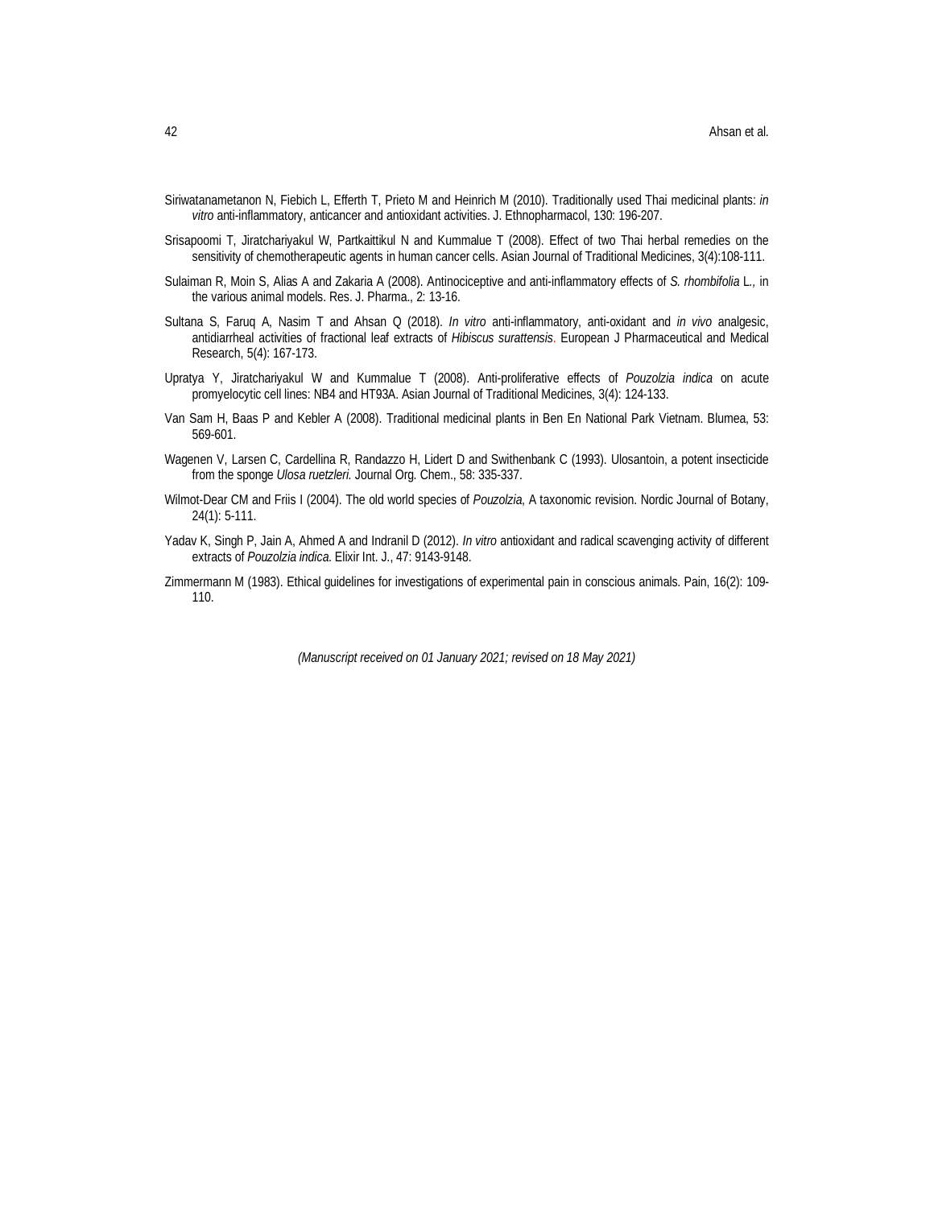Siriwatanametanon N, Fiebich L, Efferth T, Prieto M and Heinrich M (2010). Traditionally used Thai medicinal plants: *in vitro* anti-inflammatory, anticancer and antioxidant activities. J. Ethnopharmacol, 130: 196-207.

Srisapoomi T, Jiratchariyakul W, Partkaittikul N and Kummalue T (2008). Effect of two Thai herbal remedies on the sensitivity of chemotherapeutic agents in human cancer cells. Asian Journal of Traditional Medicines, 3(4):108-111.

Sulaiman R, Moin S, Alias A and Zakaria A (2008). Antinociceptive and anti-inflammatory effects of *S. rhombifolia* L., in the various animal models. Res. J. Pharma., 2: 13-16.

Sultana S, Faruq A, Nasim T and Ahsan Q (2018). *In vitro* anti-inflammatory, anti-oxidant and *in vivo* analgesic, antidiarrheal activities of fractional leaf extracts of *Hibiscus surattensis*. European J Pharmaceutical and Medical Research, 5(4): 167-173.

Upratya Y, Jiratchariyakul W and Kummalue T (2008). Anti-proliferative effects of *Pouzolzia indica* on acute promyelocytic cell lines: NB4 and HT93A. Asian Journal of Traditional Medicines, 3(4): 124-133.

Van Sam H, Baas P and Kebler A (2008). Traditional medicinal plants in Ben En National Park Vietnam. Blumea, 53: 569-601.

Wagenen V, Larsen C, Cardellina R, Randazzo H, Lidert D and Swithenbank C (1993). Ulosantoin, a potent insecticide from the sponge *Ulosa ruetzleri.* Journal Org. Chem., 58: 335-337.

Wilmot-Dear CM and Friis I (2004). The old world species of *Pouzolzia*, A taxonomic revision. Nordic Journal of Botany, 24(1): 5-111.

Yadav K, Singh P, Jain A, Ahmed A and Indranil D (2012). *In vitro* antioxidant and radical scavenging activity of different extracts of *Pouzolzia indica*. Elixir Int. J., 47: 9143-9148.

Zimmermann M (1983). Ethical guidelines for investigations of experimental pain in conscious animals. Pain, 16(2): 109-110.

*(Manuscript received on 01 January 2021; revised on 18 May 2021)*